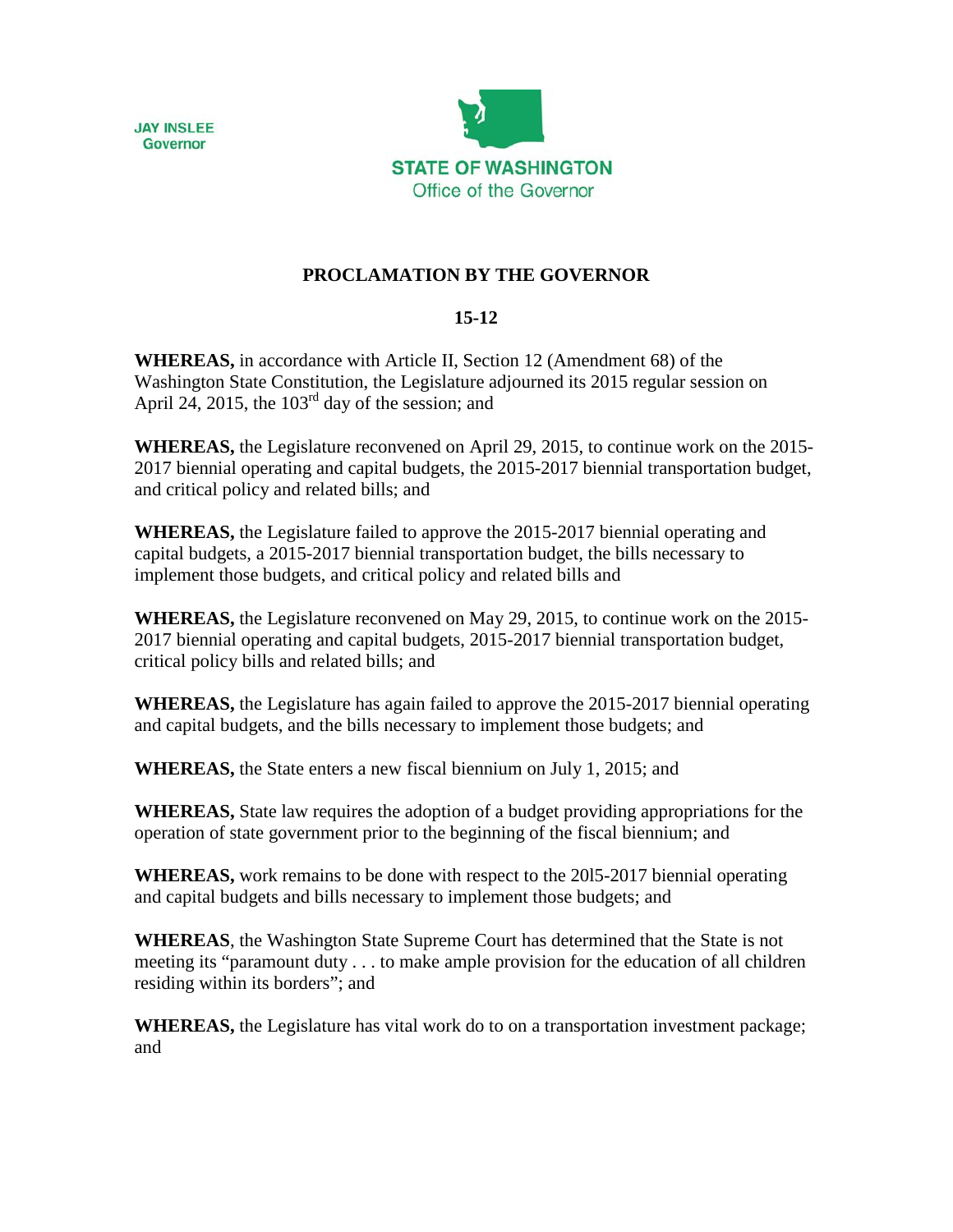JAY INSLEE
Governor

STATE OF WASHINGTON
Office of the Governor

# PROCLAMATION BY THE GOVERNOR

## 15-12

**WHEREAS,** in accordance with Article II, Section 12 (Amendment 68) of the Washington State Constitution, the Legislature adjourned its 2015 regular session on April 24, 2015, the 103rd day of the session; and

**WHEREAS,** the Legislature reconvened on April 29, 2015, to continue work on the 2015-2017 biennial operating and capital budgets, the 2015-2017 biennial transportation budget, and critical policy and related bills; and

**WHEREAS,** the Legislature failed to approve the 2015-2017 biennial operating and capital budgets, a 2015-2017 biennial transportation budget, the bills necessary to implement those budgets, and critical policy and related bills and

**WHEREAS,** the Legislature reconvened on May 29, 2015, to continue work on the 2015-2017 biennial operating and capital budgets, 2015-2017 biennial transportation budget, critical policy bills and related bills; and

**WHEREAS,** the Legislature has again failed to approve the 2015-2017 biennial operating and capital budgets, and the bills necessary to implement those budgets; and

**WHEREAS,** the State enters a new fiscal biennium on July 1, 2015; and

**WHEREAS,** State law requires the adoption of a budget providing appropriations for the operation of state government prior to the beginning of the fiscal biennium; and

**WHEREAS,** work remains to be done with respect to the 20l5-2017 biennial operating and capital budgets and bills necessary to implement those budgets; and

**WHEREAS**, the Washington State Supreme Court has determined that the State is not meeting its "paramount duty . . . to make ample provision for the education of all children residing within its borders"; and

**WHEREAS,** the Legislature has vital work do to on a transportation investment package; and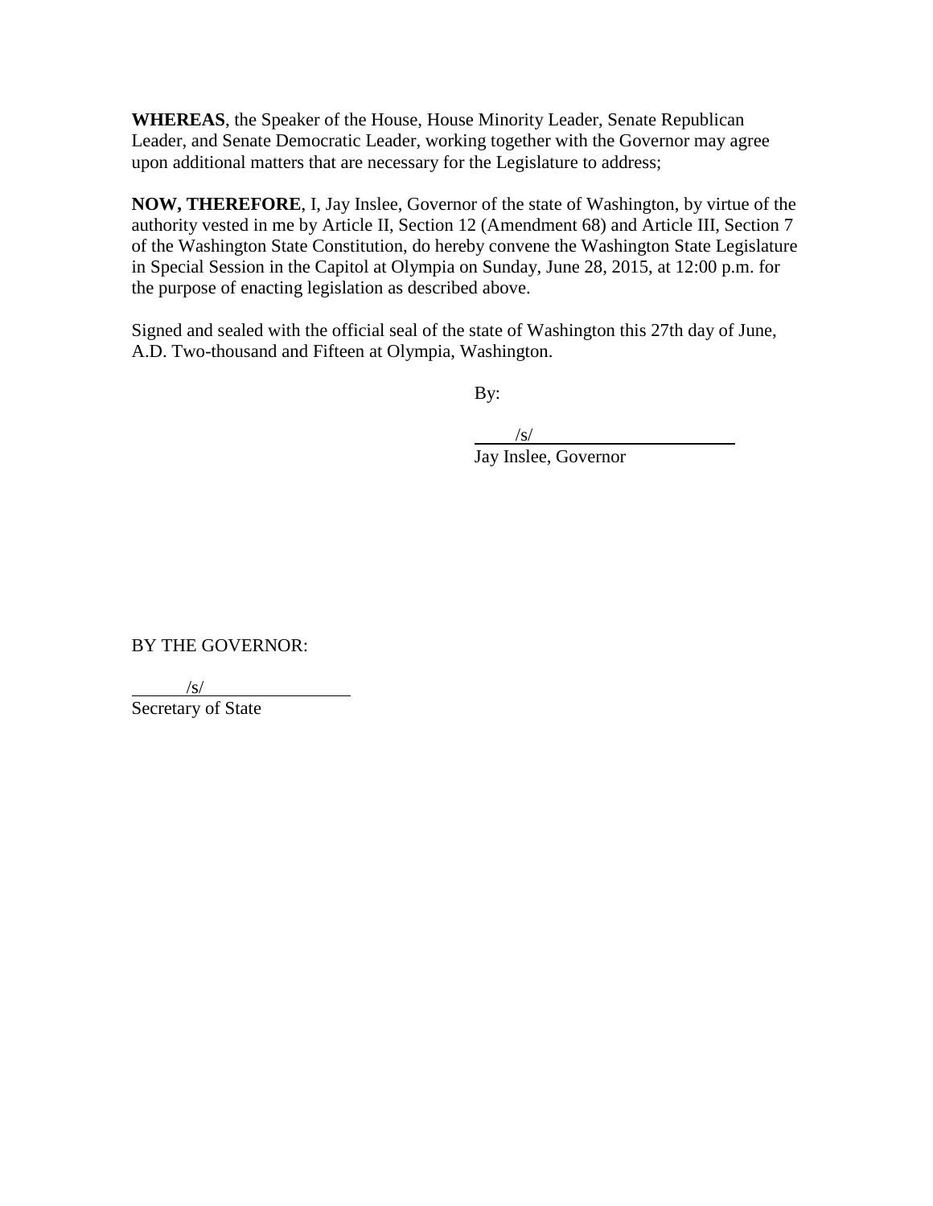**WHEREAS**, the Speaker of the House, House Minority Leader, Senate Republican Leader, and Senate Democratic Leader, working together with the Governor may agree upon additional matters that are necessary for the Legislature to address;

**NOW, THEREFORE**, I, Jay Inslee, Governor of the state of Washington, by virtue of the authority vested in me by Article II, Section 12 (Amendment 68) and Article III, Section 7 of the Washington State Constitution, do hereby convene the Washington State Legislature in Special Session in the Capitol at Olympia on Sunday, June 28, 2015, at 12:00 p.m. for the purpose of enacting legislation as described above.

Signed and sealed with the official seal of the state of Washington this 27th day of June, A.D. Two-thousand and Fifteen at Olympia, Washington.

By:

/s/

Jay Inslee, Governor

BY THE GOVERNOR:

/s/

Secretary of State